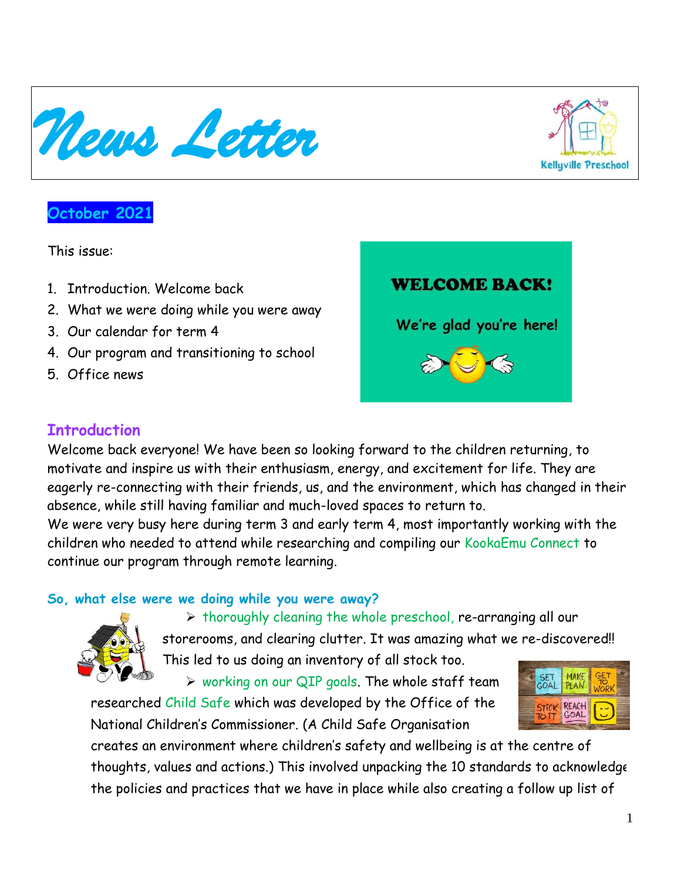# News Letter

Kellyville Preschool

**October 2021**

This issue:

1. Introduction. Welcome back
2. What we were doing while you were away
3. Our calendar for term 4
4. Our program and transitioning to school
5. Office news

**WELCOME BACK!**

**We're glad you're here!**

## Introduction

Welcome back everyone! We have been so looking forward to the children returning, to motivate and inspire us with their enthusiasm, energy, and excitement for life. They are eagerly re-connecting with their friends, us, and the environment, which has changed in their absence, while still having familiar and much-loved spaces to return to.

We were very busy here during term 3 and early term 4, most importantly working with the children who needed to attend while researching and compiling our KookaEmu Connect to continue our program through remote learning.

### So, what else were we doing while you were away?

- thoroughly cleaning the whole preschool, re-arranging all our storerooms, and clearing clutter. It was amazing what we re-discovered!! This led to us doing an inventory of all stock too.
- working on our QIP goals. The whole staff team researched Child Safe which was developed by the Office of the National Children's Commissioner. (A Child Safe Organisation creates an environment where children's safety and wellbeing is at the centre of thoughts, values and actions.) This involved unpacking the 10 standards to acknowledge the policies and practices that we have in place while also creating a follow up list of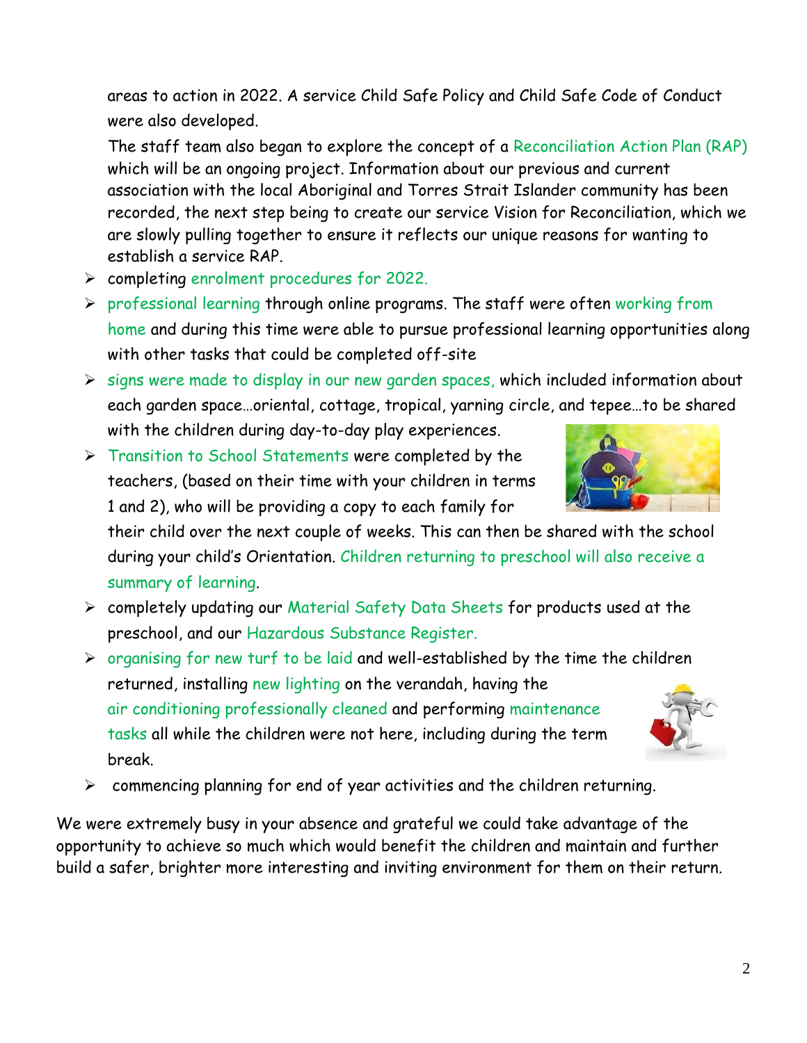areas to action in 2022. A service Child Safe Policy and Child Safe Code of Conduct were also developed.

The staff team also began to explore the concept of a Reconciliation Action Plan (RAP) which will be an ongoing project. Information about our previous and current association with the local Aboriginal and Torres Strait Islander community has been recorded, the next step being to create our service Vision for Reconciliation, which we are slowly pulling together to ensure it reflects our unique reasons for wanting to establish a service RAP.

- completing enrolment procedures for 2022.
- professional learning through online programs. The staff were often working from home and during this time were able to pursue professional learning opportunities along with other tasks that could be completed off-site
- signs were made to display in our new garden spaces, which included information about each garden space…oriental, cottage, tropical, yarning circle, and tepee…to be shared with the children during day-to-day play experiences.
- Transition to School Statements were completed by the teachers, (based on their time with your children in terms 1 and 2), who will be providing a copy to each family for their child over the next couple of weeks. This can then be shared with the school during your child's Orientation. Children returning to preschool will also receive a summary of learning.
- completely updating our Material Safety Data Sheets for products used at the preschool, and our Hazardous Substance Register.
- organising for new turf to be laid and well-established by the time the children returned, installing new lighting on the verandah, having the air conditioning professionally cleaned and performing maintenance tasks all while the children were not here, including during the term break.
- commencing planning for end of year activities and the children returning.

We were extremely busy in your absence and grateful we could take advantage of the opportunity to achieve so much which would benefit the children and maintain and further build a safer, brighter more interesting and inviting environment for them on their return.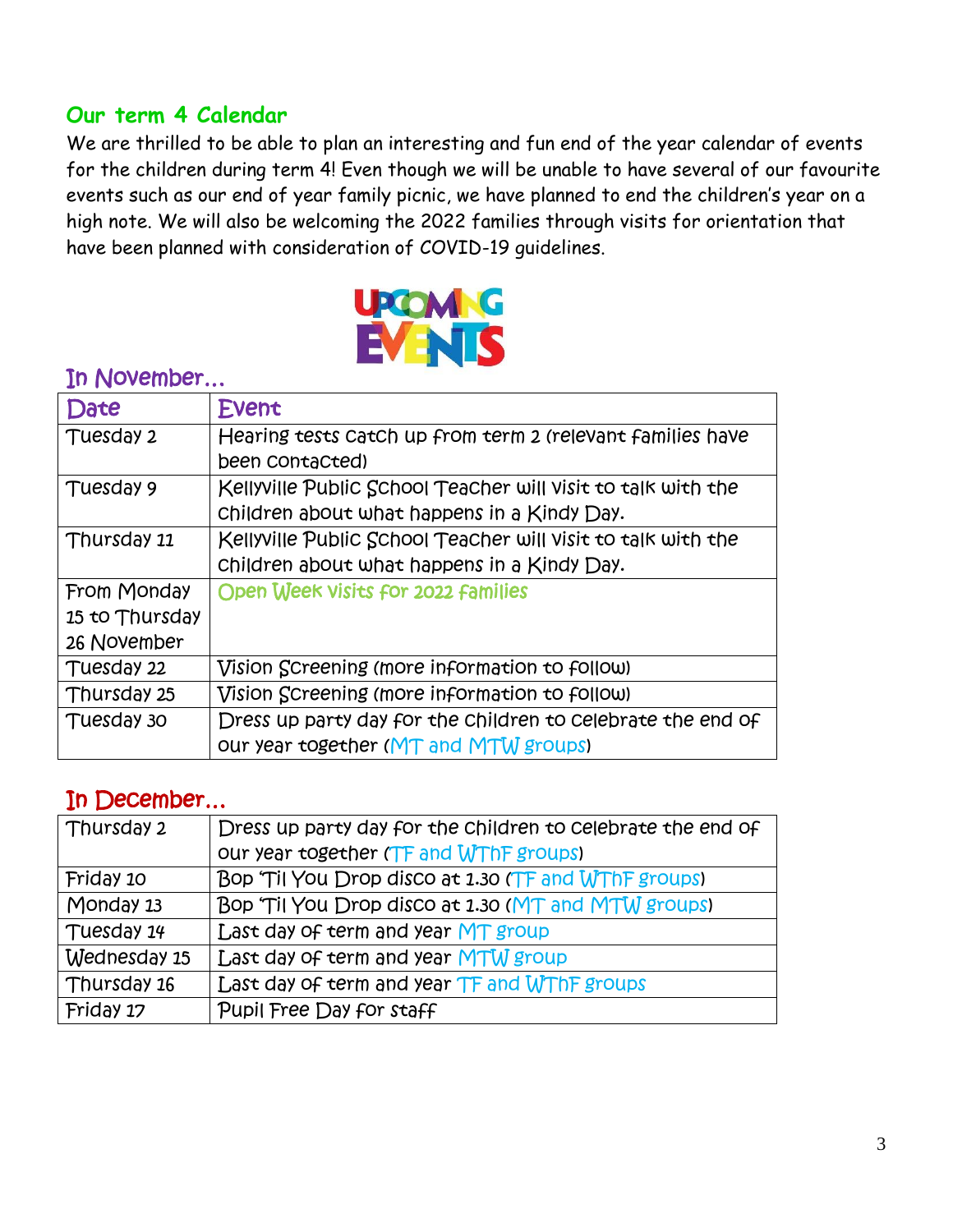## Our term 4 Calendar

We are thrilled to be able to plan an interesting and fun end of the year calendar of events for the children during term 4! Even though we will be unable to have several of our favourite events such as our end of year family picnic, we have planned to end the children's year on a high note. We will also be welcoming the 2022 families through visits for orientation that have been planned with consideration of COVID-19 guidelines.

UPCOMING EVENTS

### In November…

| Date | Event |
|---|---|
| Tuesday 2 | Hearing tests catch up from term 2 (relevant families have been contacted) |
| Tuesday 9 | Kellyville Public School Teacher will visit to talk with the children about what happens in a Kindy Day. |
| Thursday 11 | Kellyville Public School Teacher will visit to talk with the children about what happens in a Kindy Day. |
| From Monday 15 to Thursday 26 November | Open Week visits for 2022 families |
| Tuesday 22 | Vision Screening (more information to follow) |
| Thursday 25 | Vision Screening (more information to follow) |
| Tuesday 30 | Dress up party day for the children to celebrate the end of our year together (MT and MTW groups) |

### In December…

| Date | Event |
|---|---|
| Thursday 2 | Dress up party day for the children to celebrate the end of our year together (TF and WThF groups) |
| Friday 10 | Bop 'Til You Drop disco at 1.30 (TF and WThF groups) |
| Monday 13 | Bop 'Til You Drop disco at 1.30 (MT and MTW groups) |
| Tuesday 14 | Last day of term and year MT group |
| Wednesday 15 | Last day of term and year MTW group |
| Thursday 16 | Last day of term and year TF and WThF groups |
| Friday 17 | Pupil Free Day for staff |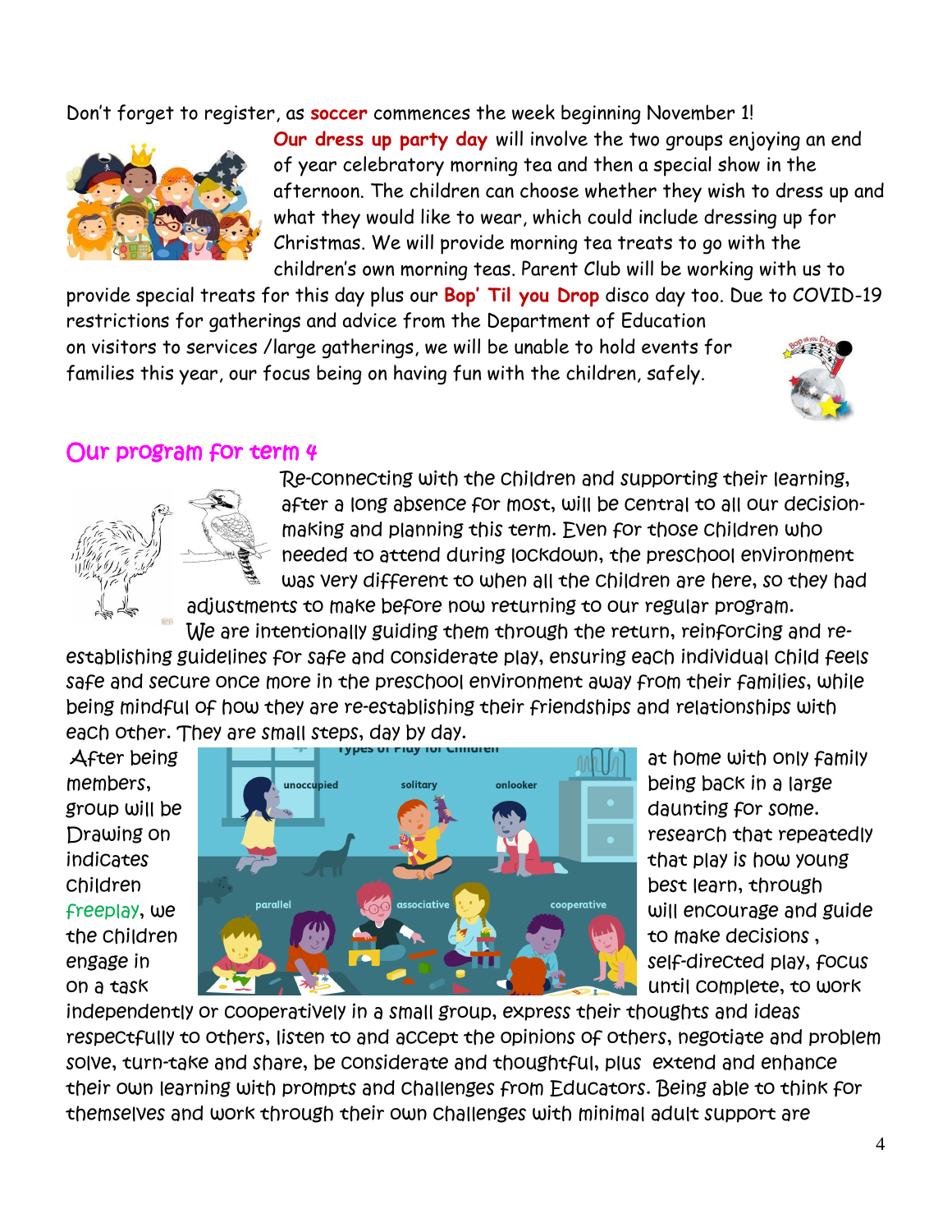Don't forget to register, as **soccer** commences the week beginning November 1!

**Our dress up party day** will involve the two groups enjoying an end of year celebratory morning tea and then a special show in the afternoon. The children can choose whether they wish to dress up and what they would like to wear, which could include dressing up for Christmas. We will provide morning tea treats to go with the children's own morning teas. Parent Club will be working with us to provide special treats for this day plus our **Bop' Til you Drop** disco day too. Due to COVID-19 restrictions for gatherings and advice from the Department of Education on visitors to services /large gatherings, we will be unable to hold events for families this year, our focus being on having fun with the children, safely.

## Our program for term 4

Re-connecting with the children and supporting their learning, after a long absence for most, will be central to all our decision-making and planning this term. Even for those children who needed to attend during lockdown, the preschool environment was very different to when all the children are here, so they had adjustments to make before now returning to our regular program. We are intentionally guiding them through the return, reinforcing and re-establishing guidelines for safe and considerate play, ensuring each individual child feels safe and secure once more in the preschool environment away from their families, while being mindful of how they are re-establishing their friendships and relationships with each other. They are small steps, day by day.

After being at home with only family members, being back in a large group will be daunting for some. Drawing on research that repeatedly indicates that play is how young children best learn, through freeplay, we will encourage and guide the children to make decisions, engage in self-directed play, focus on a task until complete, to work independently or cooperatively in a small group, express their thoughts and ideas respectfully to others, listen to and accept the opinions of others, negotiate and problem solve, turn-take and share, be considerate and thoughtful, plus extend and enhance their own learning with prompts and challenges from Educators. Being able to think for themselves and work through their own challenges with minimal adult support are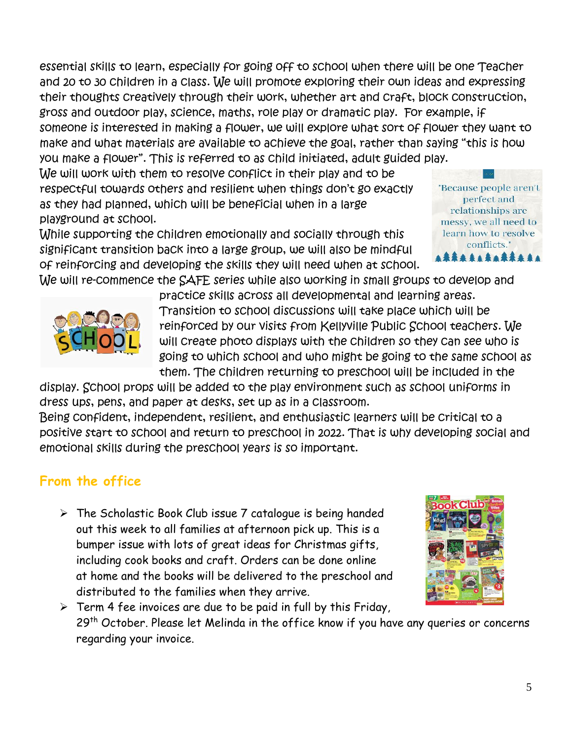essential skills to learn, especially for going off to school when there will be one Teacher and 20 to 30 children in a class. We will promote exploring their own ideas and expressing their thoughts creatively through their work, whether art and craft, block construction, gross and outdoor play, science, maths, role play or dramatic play. For example, if someone is interested in making a flower, we will explore what sort of flower they want to make and what materials are available to achieve the goal, rather than saying "this is how you make a flower". This is referred to as child initiated, adult guided play.

We will work with them to resolve conflict in their play and to be respectful towards others and resilient when things don't go exactly as they had planned, which will be beneficial when in a large playground at school.

"Because people aren't perfect and relationships are messy, we all need to learn how to resolve conflicts."

While supporting the children emotionally and socially through this significant transition back into a large group, we will also be mindful of reinforcing and developing the skills they will need when at school.

We will re-commence the SAFE series while also working in small groups to develop and practice skills across all developmental and learning areas.

Transition to school discussions will take place which will be reinforced by our visits from Kellyville Public School teachers. We will create photo displays with the children so they can see who is going to which school and who might be going to the same school as them. The children returning to preschool will be included in the display. School props will be added to the play environment such as school uniforms in dress ups, pens, and paper at desks, set up as in a classroom.

Being confident, independent, resilient, and enthusiastic learners will be critical to a positive start to school and return to preschool in 2022. That is why developing social and emotional skills during the preschool years is so important.

## From the office

- The Scholastic Book Club issue 7 catalogue is being handed out this week to all families at afternoon pick up. This is a bumper issue with lots of great ideas for Christmas gifts, including cook books and craft. Orders can be done online at home and the books will be delivered to the preschool and distributed to the families when they arrive.
- Term 4 fee invoices are due to be paid in full by this Friday, 29th October. Please let Melinda in the office know if you have any queries or concerns regarding your invoice.